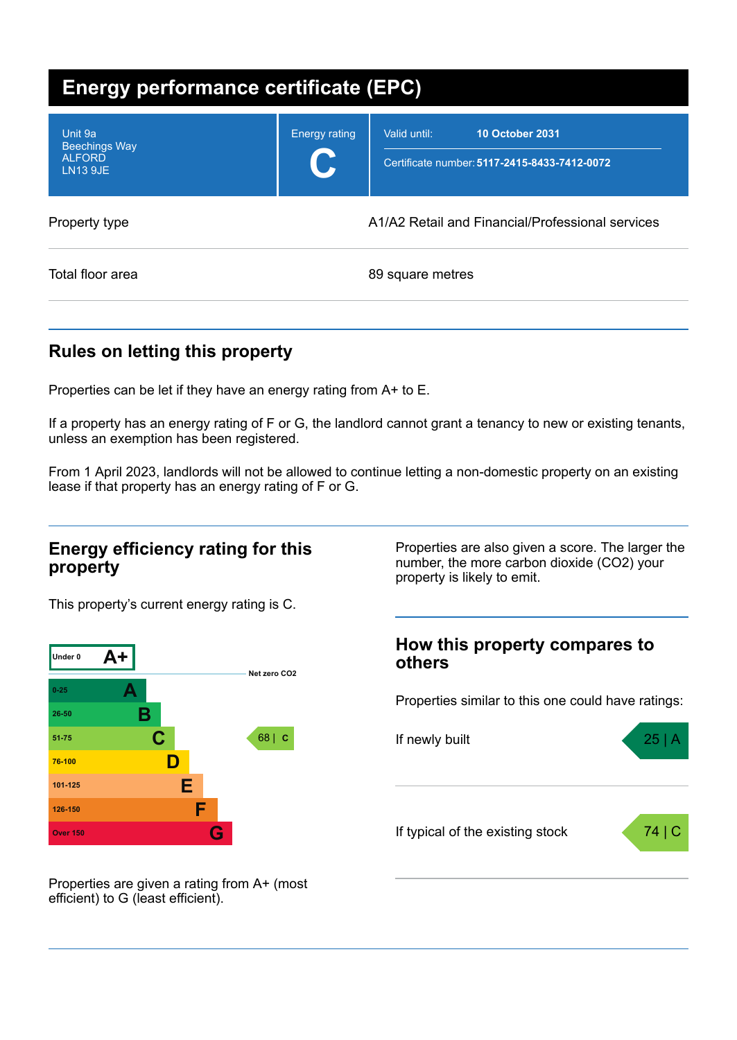# Energy performance certificate (EPC)

| | | |
|---|---|---|
| Unit 9a<br>Beechings Way<br>ALFORD<br>LN13 9JE | Energy rating<br>**C** | Valid until: **10 October 2031**<br>Certificate number: **5117-2415-8433-7412-0072** |

| | |
|---|---|
| Property type | A1/A2 Retail and Financial/Professional services |
| Total floor area | 89 square metres |

## Rules on letting this property

Properties can be let if they have an energy rating from A+ to E.

If a property has an energy rating of F or G, the landlord cannot grant a tenancy to new or existing tenants, unless an exemption has been registered.

From 1 April 2023, landlords will not be allowed to continue letting a non-domestic property on an existing lease if that property has an energy rating of F or G.

## Energy efficiency rating for this property

This property's current energy rating is C.

| Score | Rating |
|---|---|
| Under 0 | A+ |
| Net zero CO2 | |
| 0-25 | A |
| 26-50 | B |
| 51-75 | C |
| 76-100 | D |
| 101-125 | E |
| 126-150 | F |
| Over 150 | G |

This property: 68 | C

Properties are given a rating from A+ (most efficient) to G (least efficient).

Properties are also given a score. The larger the number, the more carbon dioxide ($CO_2$) your property is likely to emit.

## How this property compares to others

Properties similar to this one could have ratings:

| | |
|---|---|
| If newly built | 25 \| A |
| If typical of the existing stock | 74 \| C |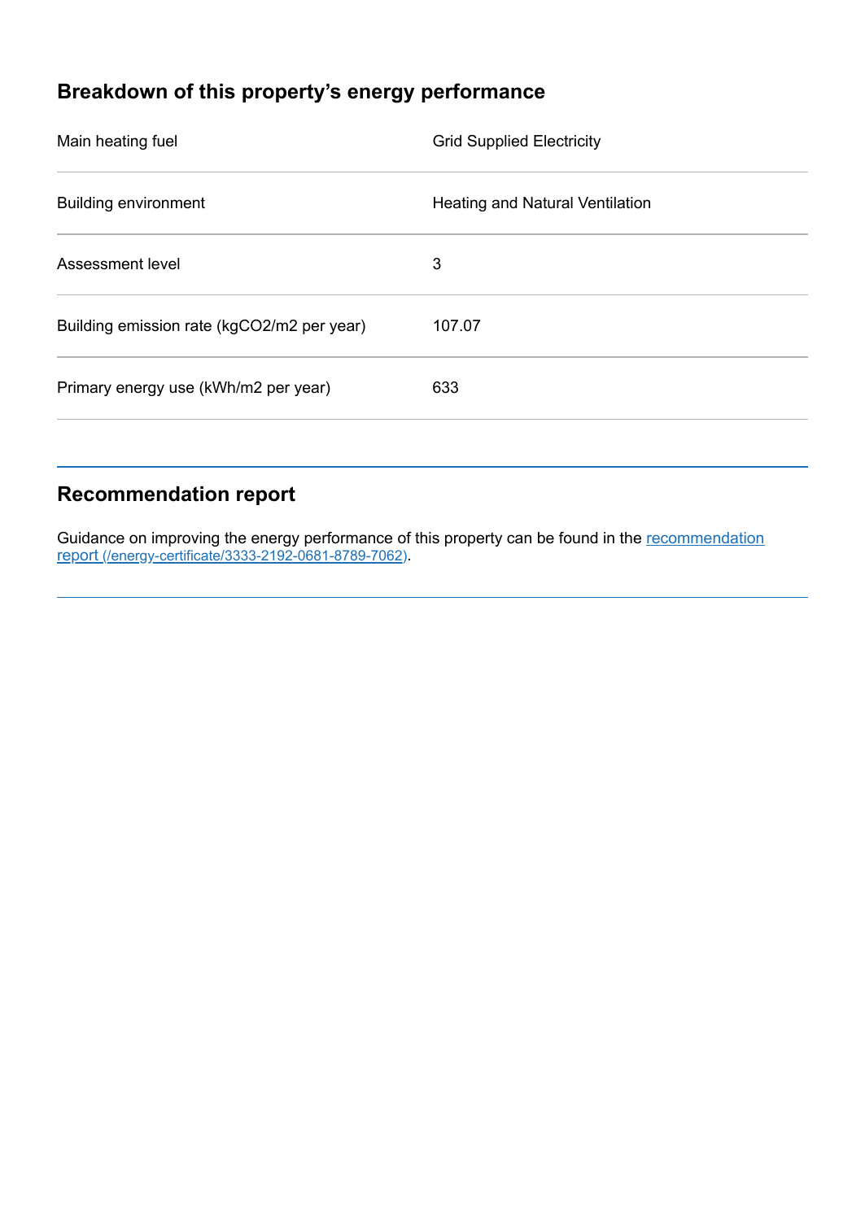## Breakdown of this property's energy performance

| | |
|---|---|
| Main heating fuel | Grid Supplied Electricity |
| Building environment | Heating and Natural Ventilation |
| Assessment level | 3 |
| Building emission rate (kgCO2/m2 per year) | 107.07 |
| Primary energy use (kWh/m2 per year) | 633 |

## Recommendation report

Guidance on improving the energy performance of this property can be found in the [recommendation report (/energy-certificate/3333-2192-0681-8789-7062)](/energy-certificate/3333-2192-0681-8789-7062).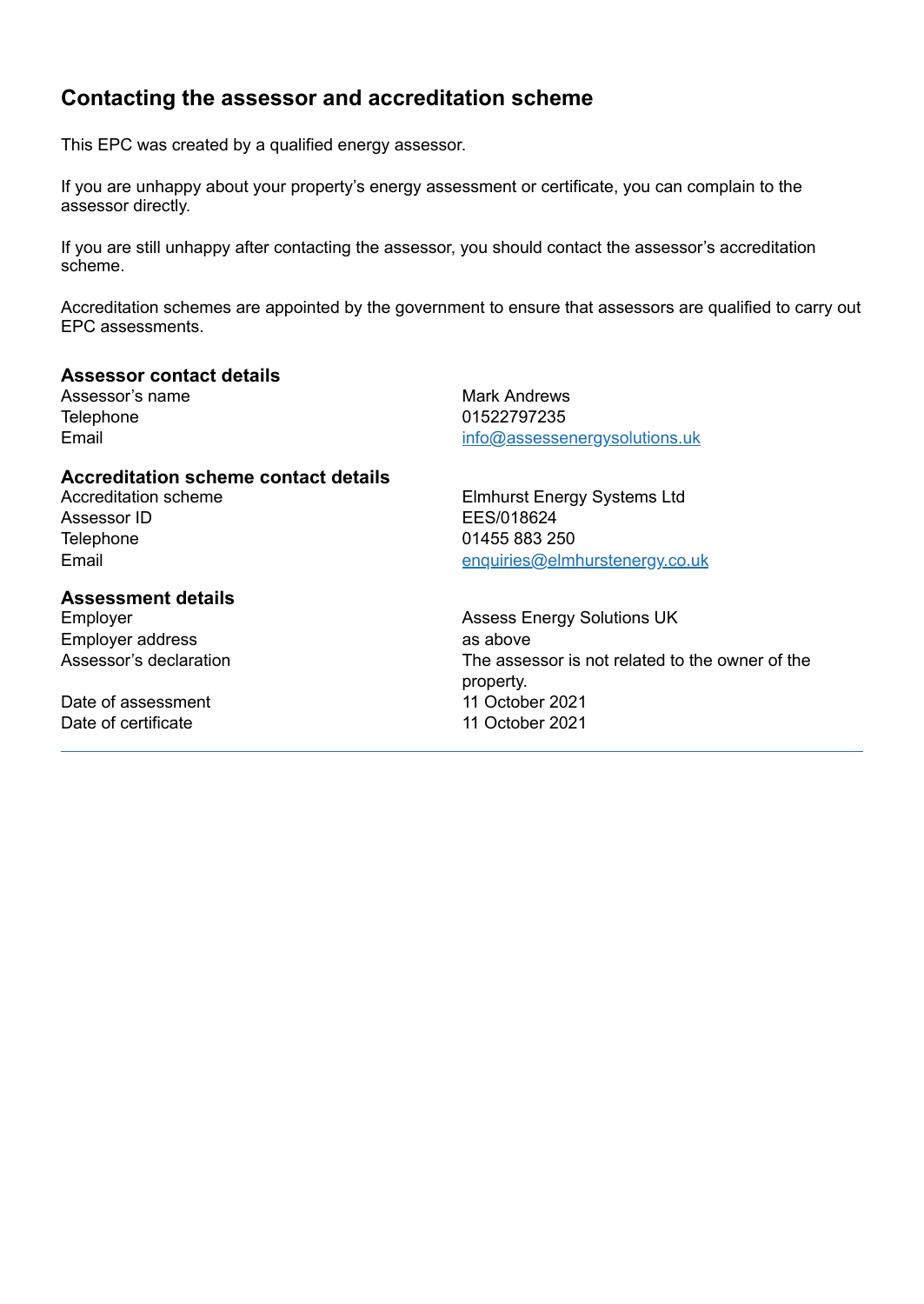## Contacting the assessor and accreditation scheme

This EPC was created by a qualified energy assessor.

If you are unhappy about your property's energy assessment or certificate, you can complain to the assessor directly.

If you are still unhappy after contacting the assessor, you should contact the assessor's accreditation scheme.

Accreditation schemes are appointed by the government to ensure that assessors are qualified to carry out EPC assessments.

### Assessor contact details

| | |
|---|---|
| Assessor's name | Mark Andrews |
| Telephone | 01522797235 |
| Email | info@assessenergysolutions.uk |

### Accreditation scheme contact details

| | |
|---|---|
| Accreditation scheme | Elmhurst Energy Systems Ltd |
| Assessor ID | EES/018624 |
| Telephone | 01455 883 250 |
| Email | enquiries@elmhurstenergy.co.uk |

### Assessment details

| | |
|---|---|
| Employer | Assess Energy Solutions UK |
| Employer address | as above |
| Assessor's declaration | The assessor is not related to the owner of the property. |
| Date of assessment | 11 October 2021 |
| Date of certificate | 11 October 2021 |